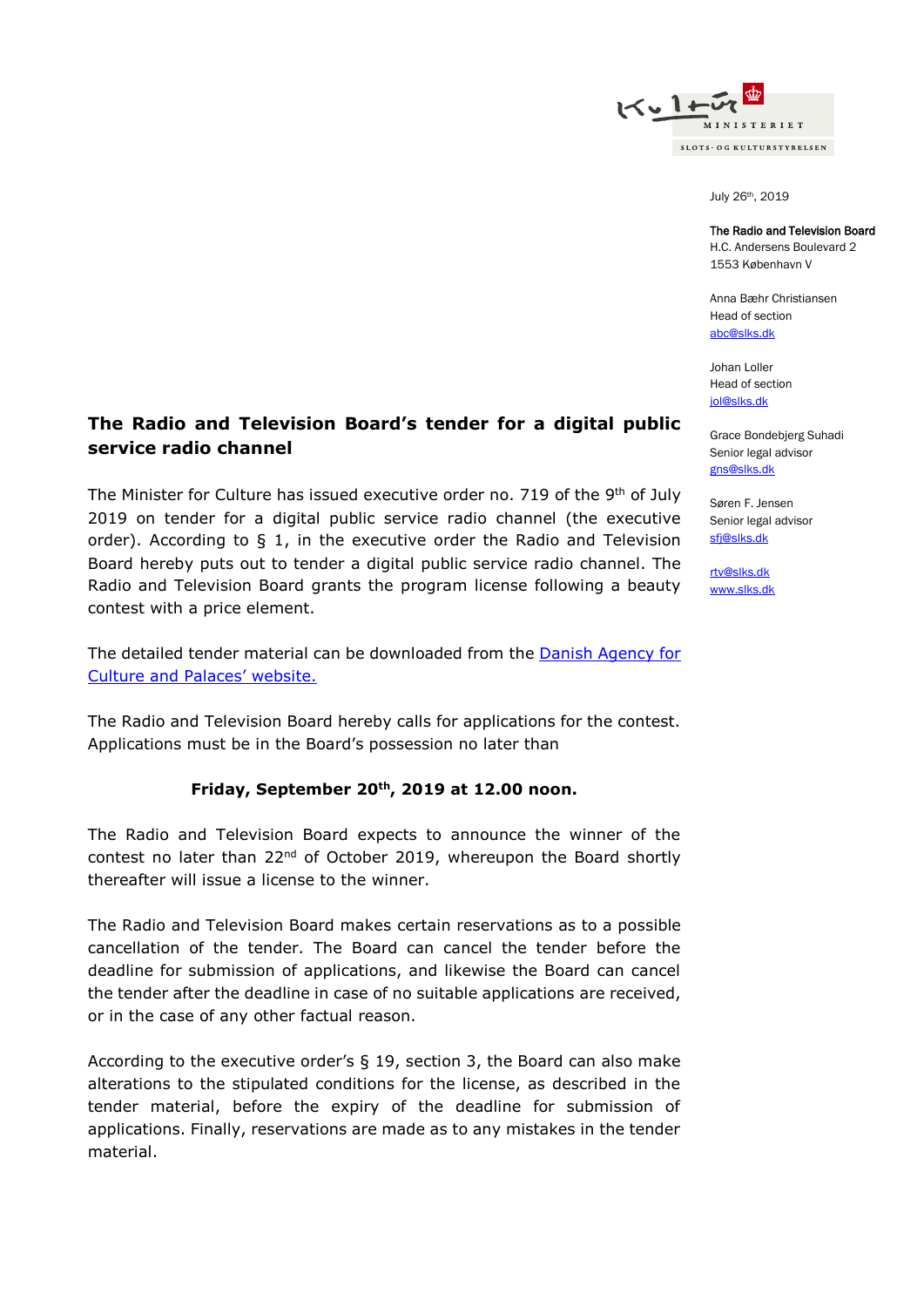July 26th, 2019

**The Radio and Television Board**
H.C. Andersens Boulevard 2
1553 København V

Anna Bæhr Christiansen
Head of section
abc@slks.dk

Johan Loller
Head of section
jol@slks.dk

Grace Bondebjerg Suhadi
Senior legal advisor
gns@slks.dk

Søren F. Jensen
Senior legal advisor
sfj@slks.dk

rtv@slks.dk
www.slks.dk

# The Radio and Television Board's tender for a digital public service radio channel

The Minister for Culture has issued executive order no. 719 of the 9th of July 2019 on tender for a digital public service radio channel (the executive order). According to § 1, in the executive order the Radio and Television Board hereby puts out to tender a digital public service radio channel. The Radio and Television Board grants the program license following a beauty contest with a price element.

The detailed tender material can be downloaded from the [Danish Agency for Culture and Palaces' website.]()

The Radio and Television Board hereby calls for applications for the contest. Applications must be in the Board's possession no later than

**Friday, September 20th, 2019 at 12.00 noon.**

The Radio and Television Board expects to announce the winner of the contest no later than 22nd of October 2019, whereupon the Board shortly thereafter will issue a license to the winner.

The Radio and Television Board makes certain reservations as to a possible cancellation of the tender. The Board can cancel the tender before the deadline for submission of applications, and likewise the Board can cancel the tender after the deadline in case of no suitable applications are received, or in the case of any other factual reason.

According to the executive order's § 19, section 3, the Board can also make alterations to the stipulated conditions for the license, as described in the tender material, before the expiry of the deadline for submission of applications. Finally, reservations are made as to any mistakes in the tender material.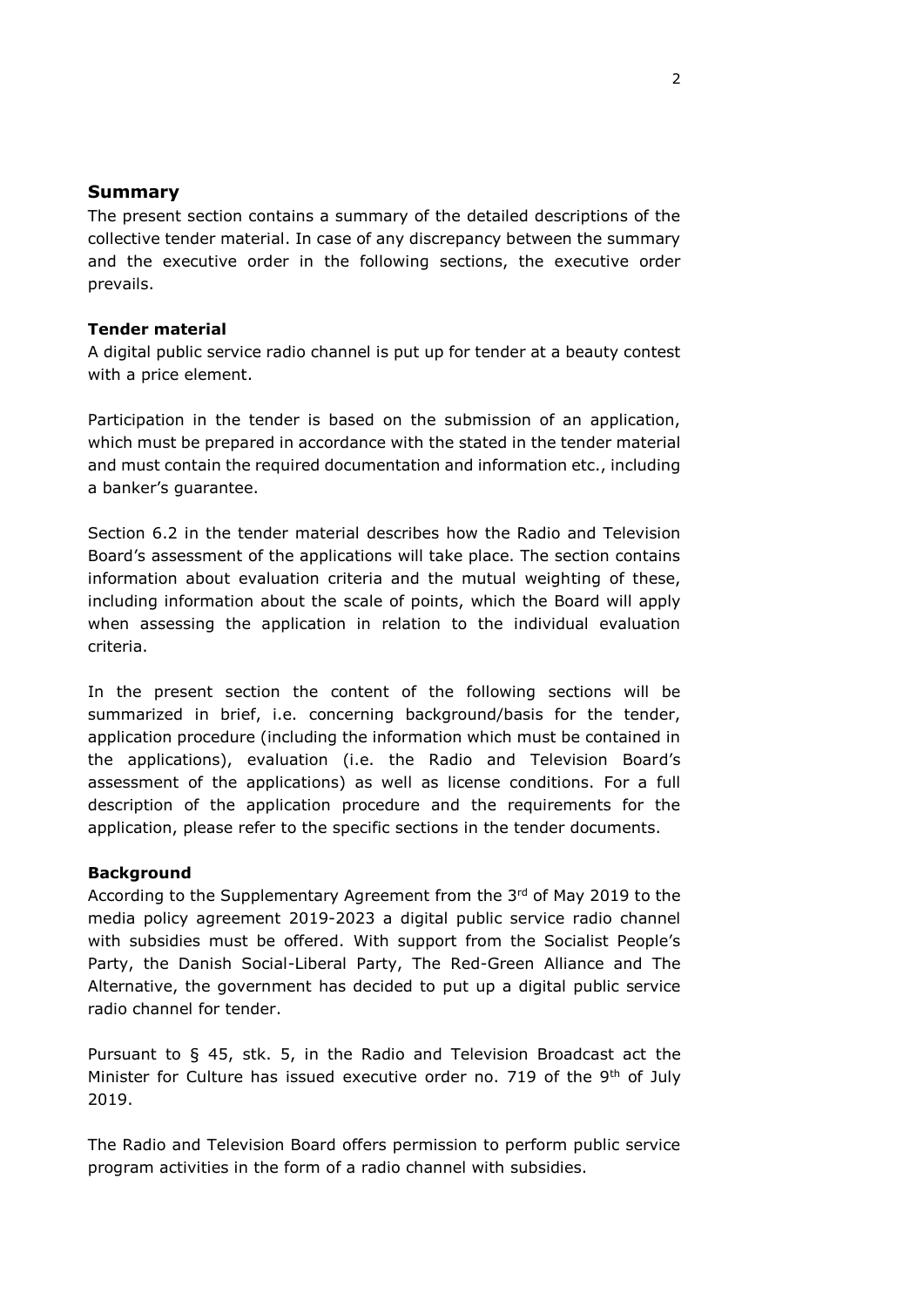## Summary

The present section contains a summary of the detailed descriptions of the collective tender material. In case of any discrepancy between the summary and the executive order in the following sections, the executive order prevails.

### Tender material

A digital public service radio channel is put up for tender at a beauty contest with a price element.

Participation in the tender is based on the submission of an application, which must be prepared in accordance with the stated in the tender material and must contain the required documentation and information etc., including a banker's guarantee.

Section 6.2 in the tender material describes how the Radio and Television Board's assessment of the applications will take place. The section contains information about evaluation criteria and the mutual weighting of these, including information about the scale of points, which the Board will apply when assessing the application in relation to the individual evaluation criteria.

In the present section the content of the following sections will be summarized in brief, i.e. concerning background/basis for the tender, application procedure (including the information which must be contained in the applications), evaluation (i.e. the Radio and Television Board's assessment of the applications) as well as license conditions. For a full description of the application procedure and the requirements for the application, please refer to the specific sections in the tender documents.

### Background

According to the Supplementary Agreement from the 3rd of May 2019 to the media policy agreement 2019-2023 a digital public service radio channel with subsidies must be offered. With support from the Socialist People's Party, the Danish Social-Liberal Party, The Red-Green Alliance and The Alternative, the government has decided to put up a digital public service radio channel for tender.

Pursuant to § 45, stk. 5, in the Radio and Television Broadcast act the Minister for Culture has issued executive order no. 719 of the 9th of July 2019.

The Radio and Television Board offers permission to perform public service program activities in the form of a radio channel with subsidies.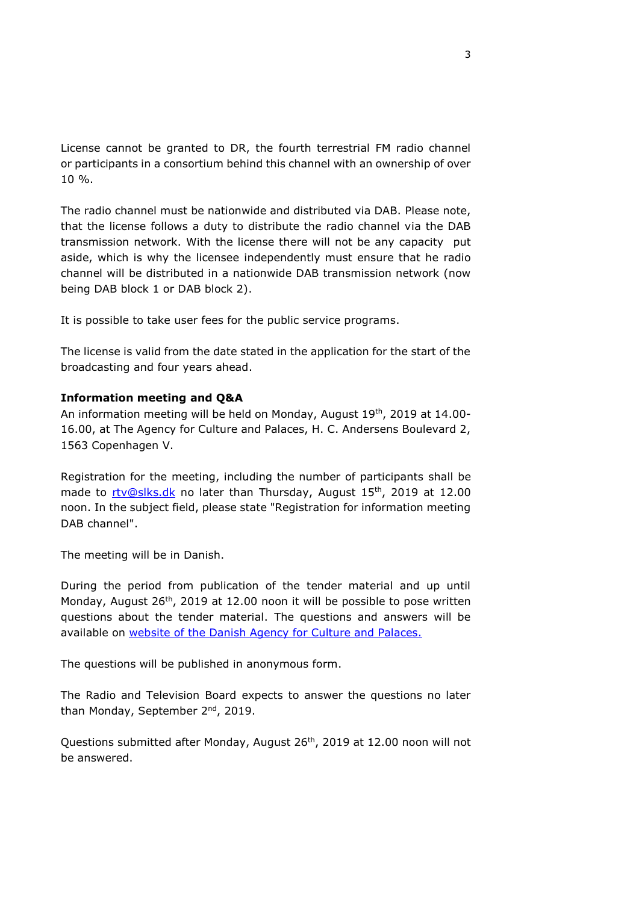License cannot be granted to DR, the fourth terrestrial FM radio channel or participants in a consortium behind this channel with an ownership of over 10 %.

The radio channel must be nationwide and distributed via DAB. Please note, that the license follows a duty to distribute the radio channel via the DAB transmission network. With the license there will not be any capacity put aside, which is why the licensee independently must ensure that he radio channel will be distributed in a nationwide DAB transmission network (now being DAB block 1 or DAB block 2).

It is possible to take user fees for the public service programs.

The license is valid from the date stated in the application for the start of the broadcasting and four years ahead.

**Information meeting and Q&A**

An information meeting will be held on Monday, August 19th, 2019 at 14.00-16.00, at The Agency for Culture and Palaces, H. C. Andersens Boulevard 2, 1563 Copenhagen V.

Registration for the meeting, including the number of participants shall be made to [rtv@slks.dk](mailto:rtv@slks.dk) no later than Thursday, August 15th, 2019 at 12.00 noon. In the subject field, please state "Registration for information meeting DAB channel".

The meeting will be in Danish.

During the period from publication of the tender material and up until Monday, August 26th, 2019 at 12.00 noon it will be possible to pose written questions about the tender material. The questions and answers will be available on website of the Danish Agency for Culture and Palaces.

The questions will be published in anonymous form.

The Radio and Television Board expects to answer the questions no later than Monday, September 2nd, 2019.

Questions submitted after Monday, August 26th, 2019 at 12.00 noon will not be answered.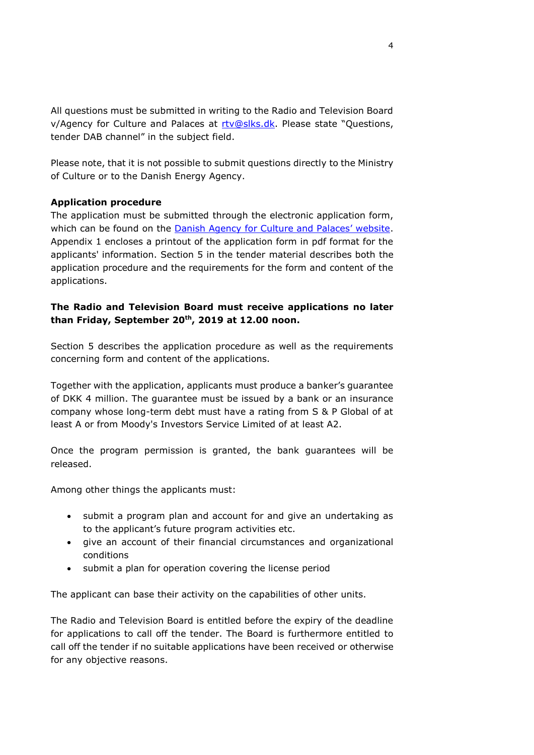All questions must be submitted in writing to the Radio and Television Board v/Agency for Culture and Palaces at [rtv@slks.dk](mailto:rtv@slks.dk). Please state "Questions, tender DAB channel" in the subject field.

Please note, that it is not possible to submit questions directly to the Ministry of Culture or to the Danish Energy Agency.

**Application procedure**

The application must be submitted through the electronic application form, which can be found on the [Danish Agency for Culture and Palaces' website](). Appendix 1 encloses a printout of the application form in pdf format for the applicants' information. Section 5 in the tender material describes both the application procedure and the requirements for the form and content of the applications.

**The Radio and Television Board must receive applications no later than Friday, September 20th, 2019 at 12.00 noon.**

Section 5 describes the application procedure as well as the requirements concerning form and content of the applications.

Together with the application, applicants must produce a banker's guarantee of DKK 4 million. The guarantee must be issued by a bank or an insurance company whose long-term debt must have a rating from S & P Global of at least A or from Moody's Investors Service Limited of at least A2.

Once the program permission is granted, the bank guarantees will be released.

Among other things the applicants must:

- submit a program plan and account for and give an undertaking as to the applicant's future program activities etc.
- give an account of their financial circumstances and organizational conditions
- submit a plan for operation covering the license period

The applicant can base their activity on the capabilities of other units.

The Radio and Television Board is entitled before the expiry of the deadline for applications to call off the tender. The Board is furthermore entitled to call off the tender if no suitable applications have been received or otherwise for any objective reasons.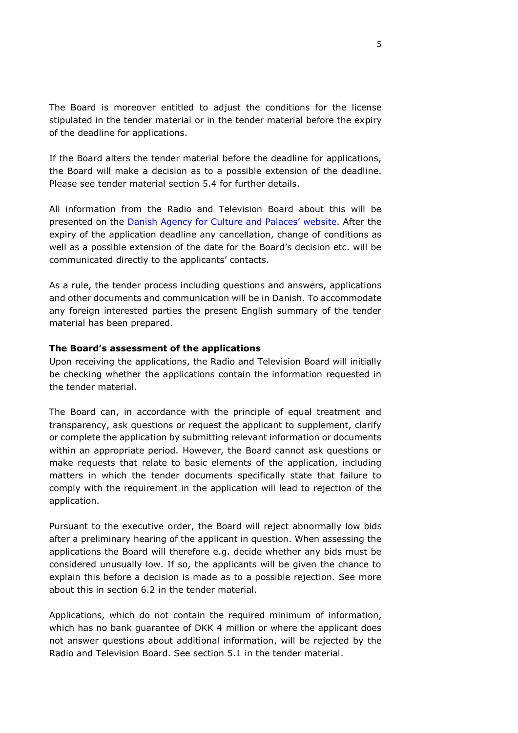The Board is moreover entitled to adjust the conditions for the license stipulated in the tender material or in the tender material before the expiry of the deadline for applications.

If the Board alters the tender material before the deadline for applications, the Board will make a decision as to a possible extension of the deadline. Please see tender material section 5.4 for further details.

All information from the Radio and Television Board about this will be presented on the [Danish Agency for Culture and Palaces' website](). After the expiry of the application deadline any cancellation, change of conditions as well as a possible extension of the date for the Board's decision etc. will be communicated directly to the applicants' contacts.

As a rule, the tender process including questions and answers, applications and other documents and communication will be in Danish. To accommodate any foreign interested parties the present English summary of the tender material has been prepared.

**The Board's assessment of the applications**

Upon receiving the applications, the Radio and Television Board will initially be checking whether the applications contain the information requested in the tender material.

The Board can, in accordance with the principle of equal treatment and transparency, ask questions or request the applicant to supplement, clarify or complete the application by submitting relevant information or documents within an appropriate period. However, the Board cannot ask questions or make requests that relate to basic elements of the application, including matters in which the tender documents specifically state that failure to comply with the requirement in the application will lead to rejection of the application.

Pursuant to the executive order, the Board will reject abnormally low bids after a preliminary hearing of the applicant in question. When assessing the applications the Board will therefore e.g. decide whether any bids must be considered unusually low. If so, the applicants will be given the chance to explain this before a decision is made as to a possible rejection. See more about this in section 6.2 in the tender material.

Applications, which do not contain the required minimum of information, which has no bank guarantee of DKK 4 million or where the applicant does not answer questions about additional information, will be rejected by the Radio and Television Board. See section 5.1 in the tender material.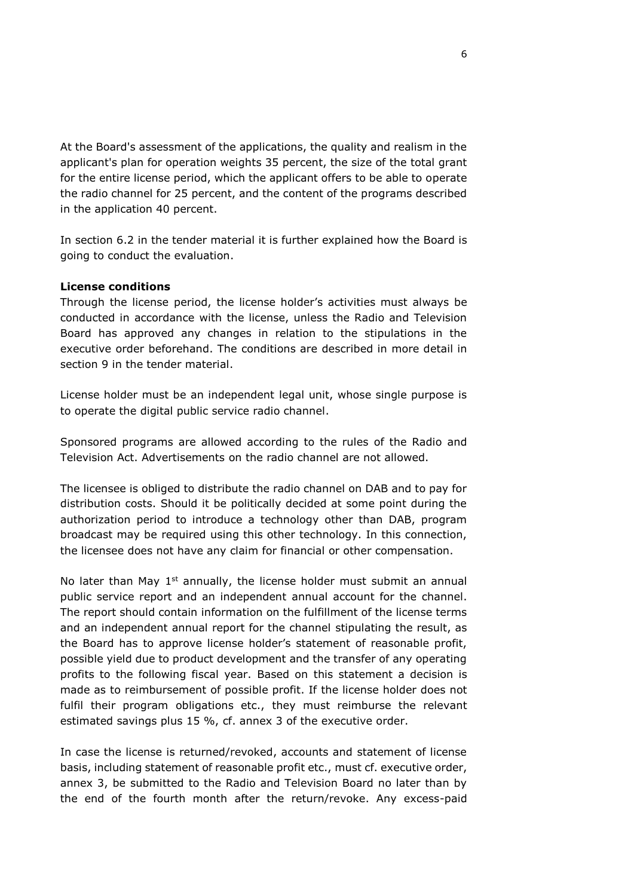At the Board's assessment of the applications, the quality and realism in the applicant's plan for operation weights 35 percent, the size of the total grant for the entire license period, which the applicant offers to be able to operate the radio channel for 25 percent, and the content of the programs described in the application 40 percent.

In section 6.2 in the tender material it is further explained how the Board is going to conduct the evaluation.

**License conditions**

Through the license period, the license holder's activities must always be conducted in accordance with the license, unless the Radio and Television Board has approved any changes in relation to the stipulations in the executive order beforehand. The conditions are described in more detail in section 9 in the tender material.

License holder must be an independent legal unit, whose single purpose is to operate the digital public service radio channel.

Sponsored programs are allowed according to the rules of the Radio and Television Act. Advertisements on the radio channel are not allowed.

The licensee is obliged to distribute the radio channel on DAB and to pay for distribution costs. Should it be politically decided at some point during the authorization period to introduce a technology other than DAB, program broadcast may be required using this other technology. In this connection, the licensee does not have any claim for financial or other compensation.

No later than May 1st annually, the license holder must submit an annual public service report and an independent annual account for the channel. The report should contain information on the fulfillment of the license terms and an independent annual report for the channel stipulating the result, as the Board has to approve license holder's statement of reasonable profit, possible yield due to product development and the transfer of any operating profits to the following fiscal year. Based on this statement a decision is made as to reimbursement of possible profit. If the license holder does not fulfil their program obligations etc., they must reimburse the relevant estimated savings plus 15 %, cf. annex 3 of the executive order.

In case the license is returned/revoked, accounts and statement of license basis, including statement of reasonable profit etc., must cf. executive order, annex 3, be submitted to the Radio and Television Board no later than by the end of the fourth month after the return/revoke. Any excess-paid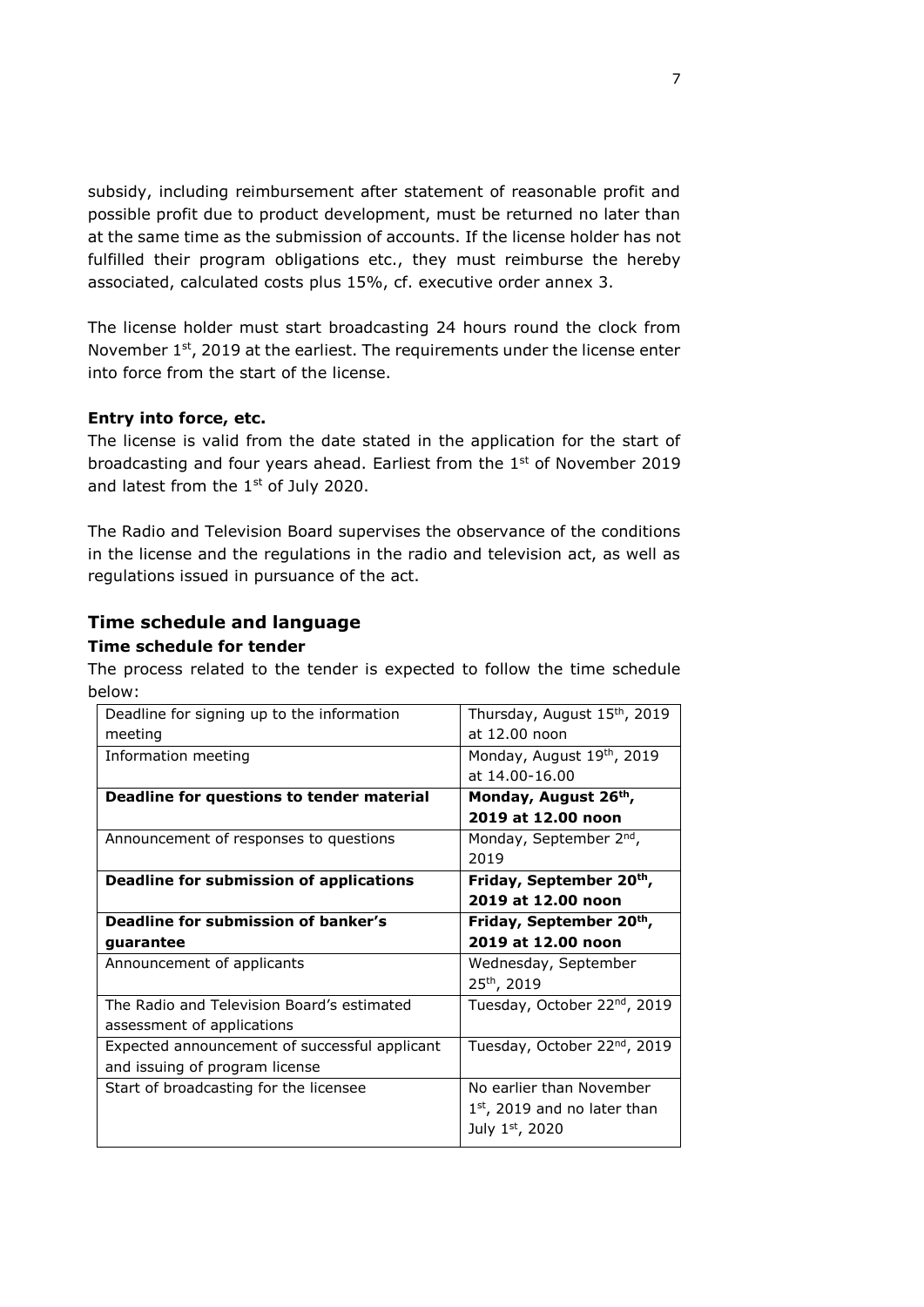subsidy, including reimbursement after statement of reasonable profit and possible profit due to product development, must be returned no later than at the same time as the submission of accounts. If the license holder has not fulfilled their program obligations etc., they must reimburse the hereby associated, calculated costs plus 15%, cf. executive order annex 3.

The license holder must start broadcasting 24 hours round the clock from November 1st, 2019 at the earliest. The requirements under the license enter into force from the start of the license.

**Entry into force, etc.**

The license is valid from the date stated in the application for the start of broadcasting and four years ahead. Earliest from the 1st of November 2019 and latest from the 1st of July 2020.

The Radio and Television Board supervises the observance of the conditions in the license and the regulations in the radio and television act, as well as regulations issued in pursuance of the act.

## Time schedule and language

### Time schedule for tender

The process related to the tender is expected to follow the time schedule below:

| | |
|---|---|
| Deadline for signing up to the information meeting | Thursday, August 15th, 2019 at 12.00 noon |
| Information meeting | Monday, August 19th, 2019 at 14.00-16.00 |
| **Deadline for questions to tender material** | **Monday, August 26th, 2019 at 12.00 noon** |
| Announcement of responses to questions | Monday, September 2nd, 2019 |
| **Deadline for submission of applications** | **Friday, September 20th, 2019 at 12.00 noon** |
| **Deadline for submission of banker's guarantee** | **Friday, September 20th, 2019 at 12.00 noon** |
| Announcement of applicants | Wednesday, September 25th, 2019 |
| The Radio and Television Board's estimated assessment of applications | Tuesday, October 22nd, 2019 |
| Expected announcement of successful applicant and issuing of program license | Tuesday, October 22nd, 2019 |
| Start of broadcasting for the licensee | No earlier than November 1st, 2019 and no later than July 1st, 2020 |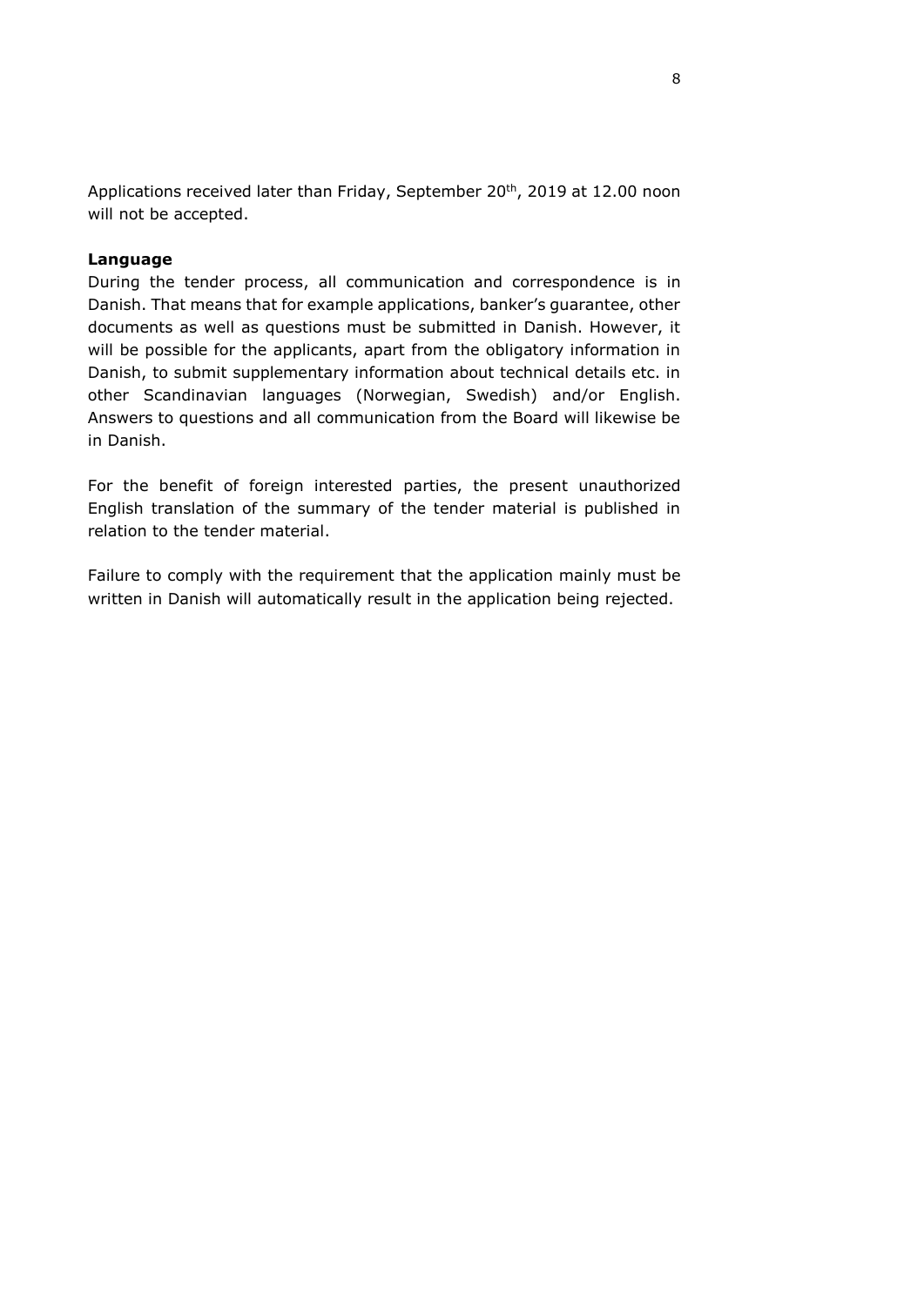Applications received later than Friday, September 20th, 2019 at 12.00 noon will not be accepted.

**Language**

During the tender process, all communication and correspondence is in Danish. That means that for example applications, banker's guarantee, other documents as well as questions must be submitted in Danish. However, it will be possible for the applicants, apart from the obligatory information in Danish, to submit supplementary information about technical details etc. in other Scandinavian languages (Norwegian, Swedish) and/or English. Answers to questions and all communication from the Board will likewise be in Danish.

For the benefit of foreign interested parties, the present unauthorized English translation of the summary of the tender material is published in relation to the tender material.

Failure to comply with the requirement that the application mainly must be written in Danish will automatically result in the application being rejected.